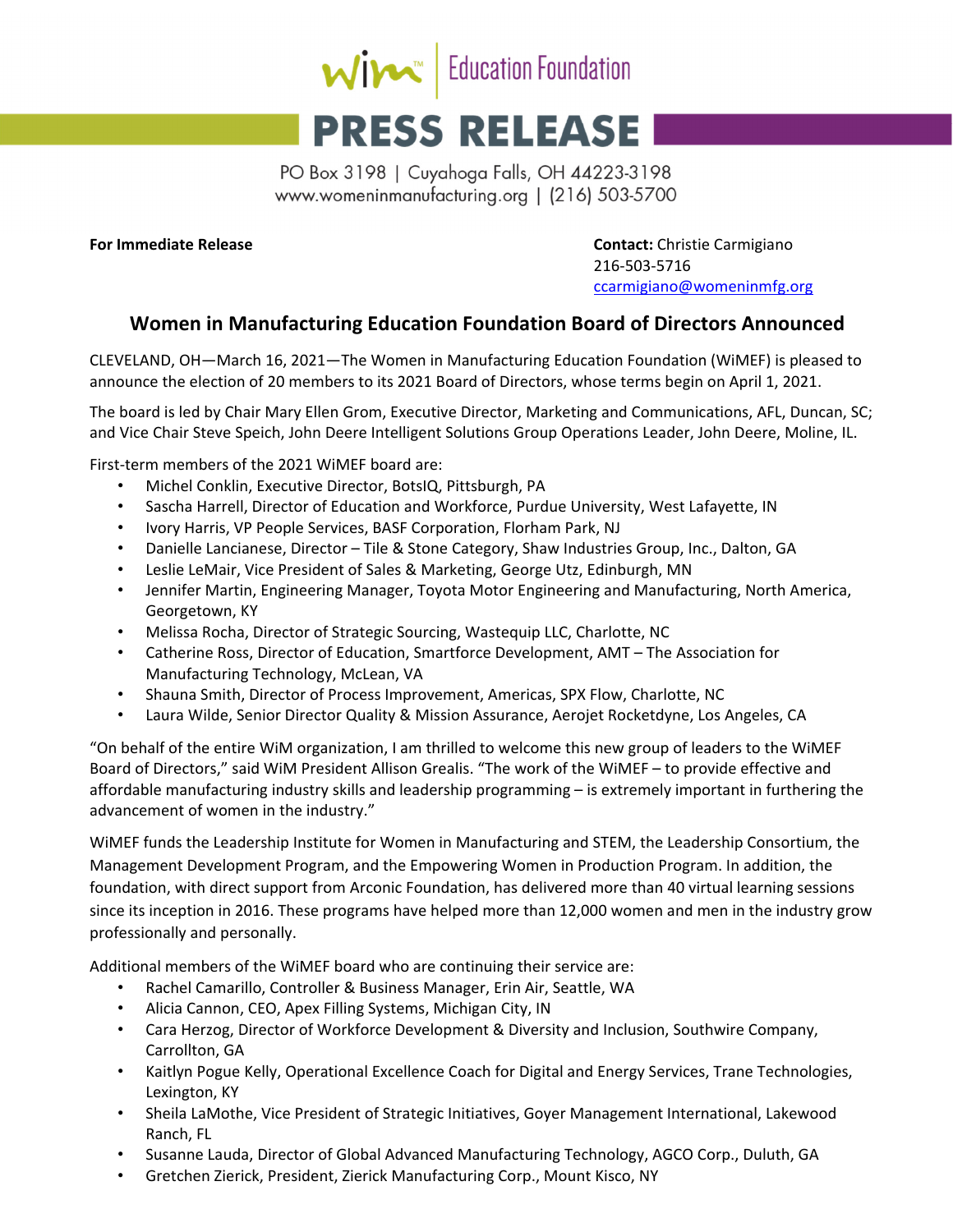WiM™ | Education Foundation

# PRESS RELEASE

PO Box 3198 | Cuyahoga Falls, OH 44223-3198
www.womeninmanufacturing.org | (216) 503-5700

**For Immediate Release**

**Contact:** Christie Carmigiano
216-503-5716
ccarmigiano@womeninmfg.org

## Women in Manufacturing Education Foundation Board of Directors Announced

CLEVELAND, OH—March 16, 2021—The Women in Manufacturing Education Foundation (WiMEF) is pleased to announce the election of 20 members to its 2021 Board of Directors, whose terms begin on April 1, 2021.

The board is led by Chair Mary Ellen Grom, Executive Director, Marketing and Communications, AFL, Duncan, SC; and Vice Chair Steve Speich, John Deere Intelligent Solutions Group Operations Leader, John Deere, Moline, IL.

First-term members of the 2021 WiMEF board are:

- Michel Conklin, Executive Director, BotsIQ, Pittsburgh, PA
- Sascha Harrell, Director of Education and Workforce, Purdue University, West Lafayette, IN
- Ivory Harris, VP People Services, BASF Corporation, Florham Park, NJ
- Danielle Lancianese, Director – Tile & Stone Category, Shaw Industries Group, Inc., Dalton, GA
- Leslie LeMair, Vice President of Sales & Marketing, George Utz, Edinburgh, MN
- Jennifer Martin, Engineering Manager, Toyota Motor Engineering and Manufacturing, North America, Georgetown, KY
- Melissa Rocha, Director of Strategic Sourcing, Wastequip LLC, Charlotte, NC
- Catherine Ross, Director of Education, Smartforce Development, AMT – The Association for Manufacturing Technology, McLean, VA
- Shauna Smith, Director of Process Improvement, Americas, SPX Flow, Charlotte, NC
- Laura Wilde, Senior Director Quality & Mission Assurance, Aerojet Rocketdyne, Los Angeles, CA

"On behalf of the entire WiM organization, I am thrilled to welcome this new group of leaders to the WiMEF Board of Directors," said WiM President Allison Grealis. "The work of the WiMEF – to provide effective and affordable manufacturing industry skills and leadership programming – is extremely important in furthering the advancement of women in the industry."

WiMEF funds the Leadership Institute for Women in Manufacturing and STEM, the Leadership Consortium, the Management Development Program, and the Empowering Women in Production Program. In addition, the foundation, with direct support from Arconic Foundation, has delivered more than 40 virtual learning sessions since its inception in 2016. These programs have helped more than 12,000 women and men in the industry grow professionally and personally.

Additional members of the WiMEF board who are continuing their service are:

- Rachel Camarillo, Controller & Business Manager, Erin Air, Seattle, WA
- Alicia Cannon, CEO, Apex Filling Systems, Michigan City, IN
- Cara Herzog, Director of Workforce Development & Diversity and Inclusion, Southwire Company, Carrollton, GA
- Kaitlyn Pogue Kelly, Operational Excellence Coach for Digital and Energy Services, Trane Technologies, Lexington, KY
- Sheila LaMothe, Vice President of Strategic Initiatives, Goyer Management International, Lakewood Ranch, FL
- Susanne Lauda, Director of Global Advanced Manufacturing Technology, AGCO Corp., Duluth, GA
- Gretchen Zierick, President, Zierick Manufacturing Corp., Mount Kisco, NY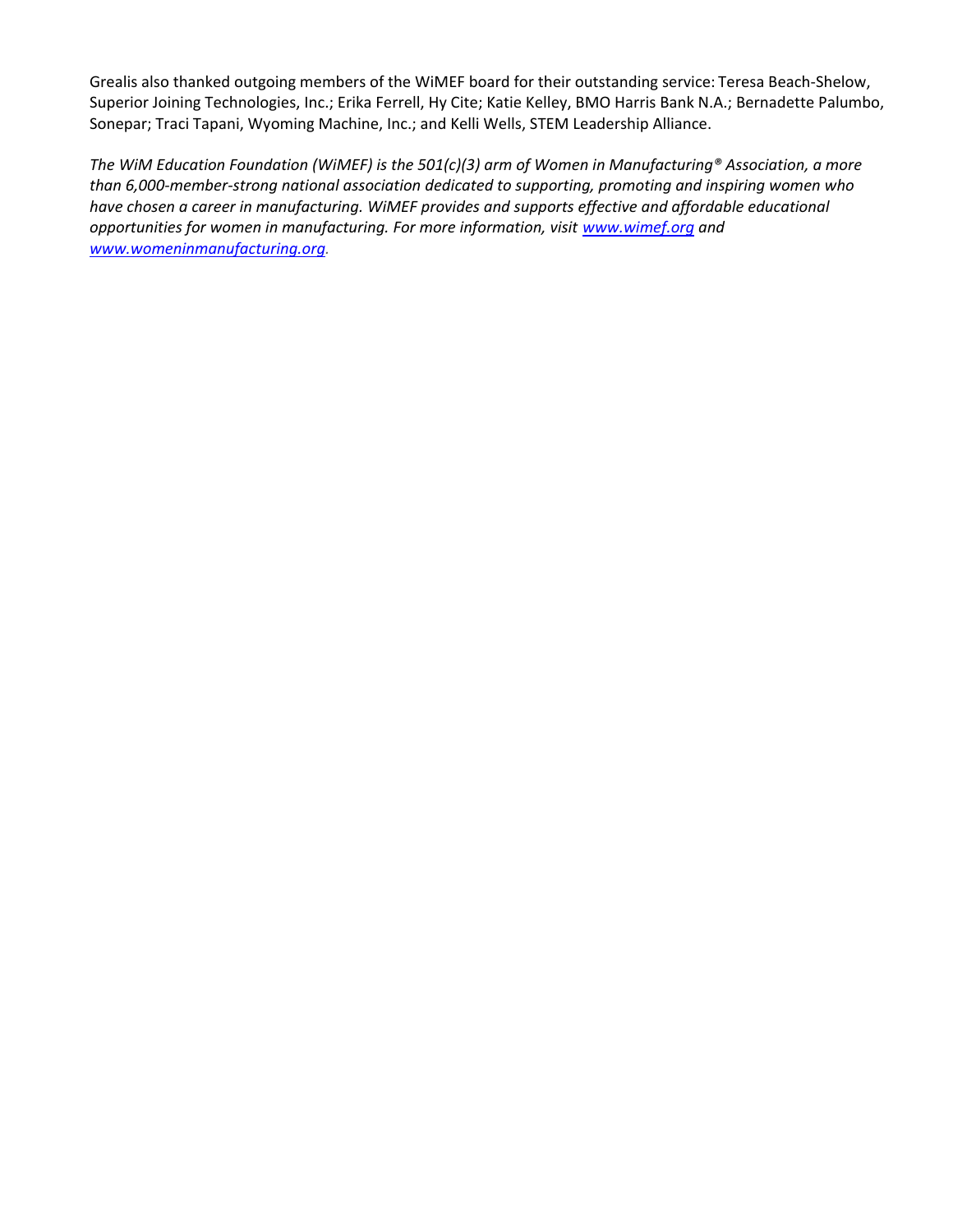Grealis also thanked outgoing members of the WiMEF board for their outstanding service: Teresa Beach-Shelow, Superior Joining Technologies, Inc.; Erika Ferrell, Hy Cite; Katie Kelley, BMO Harris Bank N.A.; Bernadette Palumbo, Sonepar; Traci Tapani, Wyoming Machine, Inc.; and Kelli Wells, STEM Leadership Alliance.

*The WiM Education Foundation (WiMEF) is the 501(c)(3) arm of Women in Manufacturing® Association, a more than 6,000-member-strong national association dedicated to supporting, promoting and inspiring women who have chosen a career in manufacturing. WiMEF provides and supports effective and affordable educational opportunities for women in manufacturing. For more information, visit [www.wimef.org](http://www.wimef.org) and [www.womeninmanufacturing.org](http://www.womeninmanufacturing.org).*